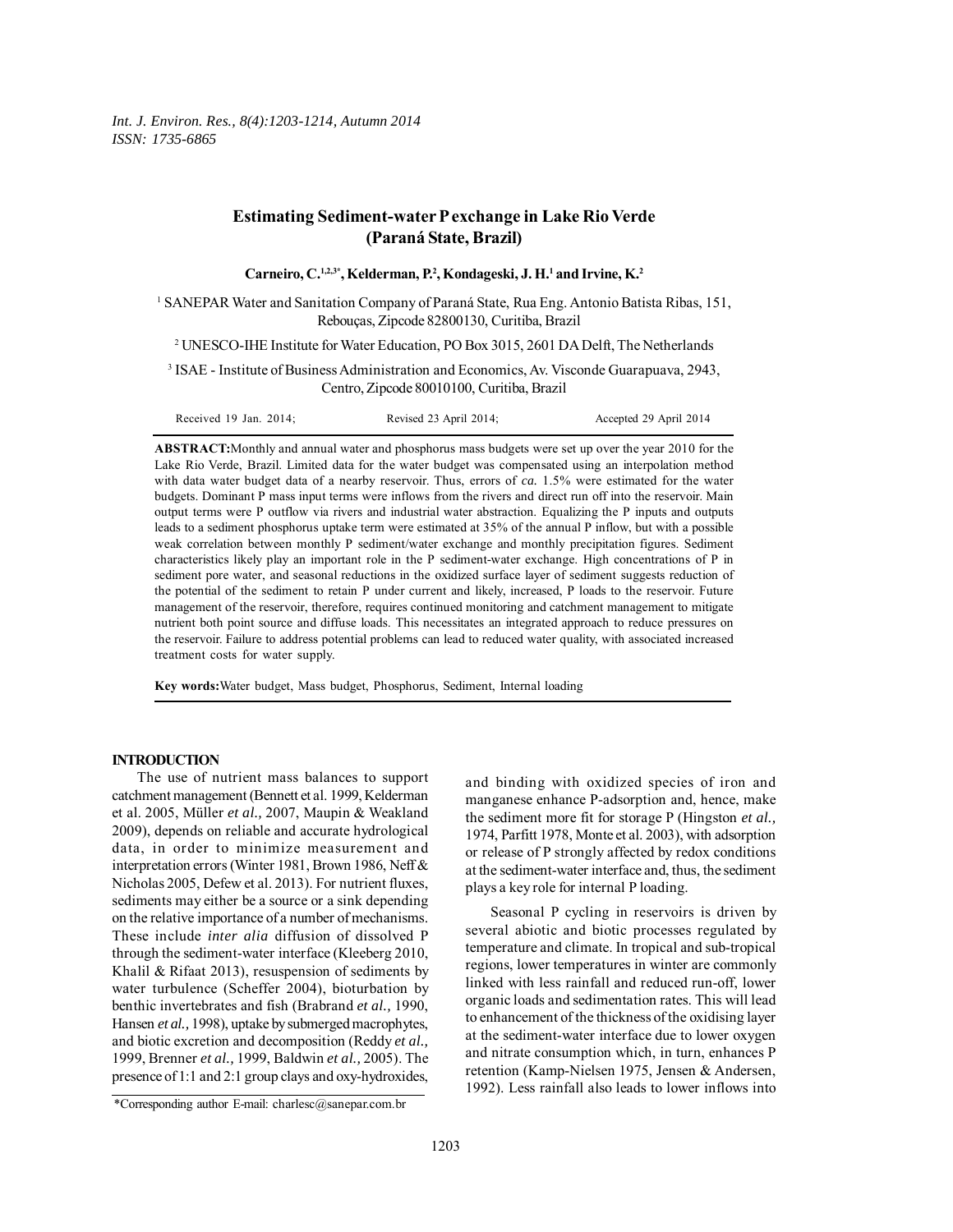# Estimating Sediment-water P exchange in Lake Rio Verde (Paraná State, Brazil)

**Carneiro, C.[1,2,3*], Kelderman, P.[2], Kondageski, J. H.[1] and Irvine, K.[2]**

[1] SANEPAR Water and Sanitation Company of Paraná State, Rua Eng. Antonio Batista Ribas, 151, Rebouças, Zipcode 82800130, Curitiba, Brazil

[2] UNESCO-IHE Institute for Water Education, PO Box 3015, 2601 DA Delft, The Netherlands

[3] ISAE - Institute of Business Administration and Economics, Av. Visconde Guarapuava, 2943, Centro, Zipcode 80010100, Curitiba, Brazil

Received 19 Jan. 2014; Revised 23 April 2014; Accepted 29 April 2014

**ABSTRACT:** Monthly and annual water and phosphorus mass budgets were set up over the year 2010 for the Lake Rio Verde, Brazil. Limited data for the water budget was compensated using an interpolation method with data water budget data of a nearby reservoir. Thus, errors of *ca.* 1.5% were estimated for the water budgets. Dominant P mass input terms were inflows from the rivers and direct run off into the reservoir. Main output terms were P outflow via rivers and industrial water abstraction. Equalizing the P inputs and outputs leads to a sediment phosphorus uptake term were estimated at 35% of the annual P inflow, but with a possible weak correlation between monthly P sediment/water exchange and monthly precipitation figures. Sediment characteristics likely play an important role in the P sediment-water exchange. High concentrations of P in sediment pore water, and seasonal reductions in the oxidized surface layer of sediment suggests reduction of the potential of the sediment to retain P under current and likely, increased, P loads to the reservoir. Future management of the reservoir, therefore, requires continued monitoring and catchment management to mitigate nutrient both point source and diffuse loads. This necessitates an integrated approach to reduce pressures on the reservoir. Failure to address potential problems can lead to reduced water quality, with associated increased treatment costs for water supply.

**Key words:** Water budget, Mass budget, Phosphorus, Sediment, Internal loading

## INTRODUCTION

The use of nutrient mass balances to support catchment management (Bennett et al. 1999, Kelderman et al. 2005, Müller *et al.,* 2007, Maupin & Weakland 2009), depends on reliable and accurate hydrological data, in order to minimize measurement and interpretation errors (Winter 1981, Brown 1986, Neff & Nicholas 2005, Defew et al. 2013). For nutrient fluxes, sediments may either be a source or a sink depending on the relative importance of a number of mechanisms. These include *inter alia* diffusion of dissolved P through the sediment-water interface (Kleeberg 2010, Khalil & Rifaat 2013), resuspension of sediments by water turbulence (Scheffer 2004), bioturbation by benthic invertebrates and fish (Brabrand *et al.,* 1990, Hansen *et al.,* 1998), uptake by submerged macrophytes, and biotic excretion and decomposition (Reddy *et al.,* 1999, Brenner *et al.,* 1999, Baldwin *et al.,* 2005). The presence of 1:1 and 2:1 group clays and oxy-hydroxides, and binding with oxidized species of iron and manganese enhance P-adsorption and, hence, make the sediment more fit for storage P (Hingston *et al.,* 1974, Parfitt 1978, Monte et al. 2003), with adsorption or release of P strongly affected by redox conditions at the sediment-water interface and, thus, the sediment plays a key role for internal P loading.

Seasonal P cycling in reservoirs is driven by several abiotic and biotic processes regulated by temperature and climate. In tropical and sub-tropical regions, lower temperatures in winter are commonly linked with less rainfall and reduced run-off, lower organic loads and sedimentation rates. This will lead to enhancement of the thickness of the oxidising layer at the sediment-water interface due to lower oxygen and nitrate consumption which, in turn, enhances P retention (Kamp-Nielsen 1975, Jensen & Andersen, 1992). Less rainfall also leads to lower inflows into

*Corresponding author E-mail: charlesc@sanepar.com.br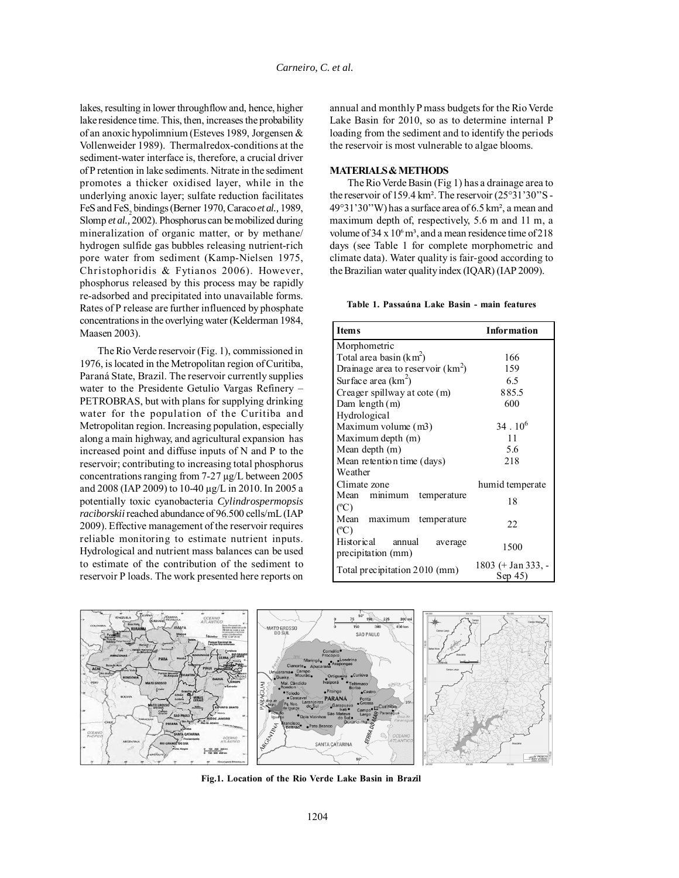lakes, resulting in lower throughflow and, hence, higher lake residence time. This, then, increases the probability of an anoxic hypolimnium (Esteves 1989, Jorgensen & Vollenweider 1989). Thermalredox-conditions at the sediment-water interface is, therefore, a crucial driver of P retention in lake sediments. Nitrate in the sediment promotes a thicker oxidised layer, while in the underlying anoxic layer; sulfate reduction facilitates FeS and $FeS_2$ bindings (Berner 1970, Caraco *et al.*, 1989, Slomp *et al.*, 2002). Phosphorus can be mobilized during mineralization of organic matter, or by methane/hydrogen sulfide gas bubbles releasing nutrient-rich pore water from sediment (Kamp-Nielsen 1975, Christophoridis & Fytianos 2006). However, phosphorus released by this process may be rapidly re-adsorbed and precipitated into unavailable forms. Rates of P release are further influenced by phosphate concentrations in the overlying water (Kelderman 1984, Maasen 2003).

The Rio Verde reservoir (Fig. 1), commissioned in 1976, is located in the Metropolitan region of Curitiba, Paraná State, Brazil. The reservoir currently supplies water to the Presidente Getulio Vargas Refinery – PETROBRAS, but with plans for supplying drinking water for the population of the Curitiba and Metropolitan region. Increasing population, especially along a main highway, and agricultural expansion has increased point and diffuse inputs of N and P to the reservoir; contributing to increasing total phosphorus concentrations ranging from 7-27 µg/L between 2005 and 2008 (IAP 2009) to 10-40 µg/L in 2010. In 2005 a potentially toxic cyanobacteria *Cylindrospermopsis raciborskii* reached abundance of 96.500 cells/mL (IAP 2009). Effective management of the reservoir requires reliable monitoring to estimate nutrient inputs. Hydrological and nutrient mass balances can be used to estimate of the contribution of the sediment to reservoir P loads. The work presented here reports on annual and monthly P mass budgets for the Rio Verde Lake Basin for 2010, so as to determine internal P loading from the sediment and to identify the periods the reservoir is most vulnerable to algae blooms.

## MATERIALS & METHODS

The Rio Verde Basin (Fig 1) has a drainage area to the reservoir of 159.4 km². The reservoir (25°31'30"S - 49°31'30"W) has a surface area of 6.5 km², a mean and maximum depth of, respectively, 5.6 m and 11 m, a volume of 34 x $10^6$ m³, and a mean residence time of 218 days (see Table 1 for complete morphometric and climate data). Water quality is fair-good according to the Brazilian water quality index (IQAR) (IAP 2009).

**Table 1. Passaúna Lake Basin - main features**

| Items | Information |
|---|---|
| Morphometric | |
| Total area basin (km²) | 166 |
| Drainage area to reservoir (km²) | 159 |
| Surface area (km²) | 6.5 |
| Creager spillway at cote (m) | 885.5 |
| Dam length (m) | 600 |
| Hydrological | |
| Maximum volume (m3) | $34 \cdot 10^6$ |
| Maximum depth (m) | 11 |
| Mean depth (m) | 5.6 |
| Mean retention time (days) | 218 |
| Weather | |
| Climate zone | humid temperate |
| Mean minimum temperature (°C) | 18 |
| Mean maximum temperature (°C) | 22 |
| Historical annual average precipitation (mm) | 1500 |
| Total precipitation 2010 (mm) | 1803 (+ Jan 333, - Sep 45) |

**Fig.1. Location of the Rio Verde Lake Basin in Brazil**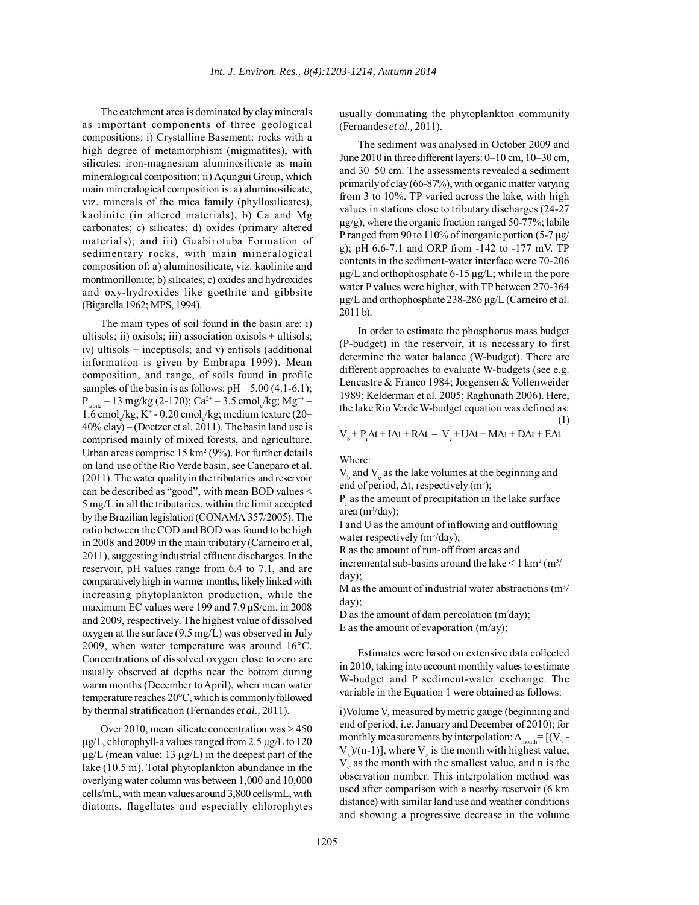The catchment area is dominated by clay minerals as important components of three geological compositions: i) Crystalline Basement: rocks with a high degree of metamorphism (migmatites), with silicates: iron-magnesium aluminosilicate as main mineralogical composition; ii) Açungui Group, which main mineralogical composition is: a) aluminosilicate, viz. minerals of the mica family (phyllosilicates), kaolinite (in altered materials), b) Ca and Mg carbonates; c) silicates; d) oxides (primary altered materials); and iii) Guabirotuba Formation of sedimentary rocks, with main mineralogical composition of: a) aluminosilicate, viz. kaolinite and montmorillonite; b) silicates; c) oxides and hydroxides and oxy-hydroxides like goethite and gibbsite (Bigarella 1962; MPS, 1994).

The main types of soil found in the basin are: i) ultisols; ii) oxisols; iii) association oxisols + ultisols; iv) ultisols + inceptisols; and v) entisols (additional information is given by Embrapa 1999). Mean composition, and range, of soils found in profile samples of the basin is as follows: pH – 5.00 (4.1-6.1); $P_{labile}$ – 13 mg/kg (2-170); $Ca^{2+}$ – 3.5 $cmol_c$/kg; $Mg^{++}$ – 1.6 $cmol_c$/kg; $K^+$ - 0.20 $cmol_c$/kg; medium texture (20–40% clay) – (Doetzer et al. 2011). The basin land use is comprised mainly of mixed forests, and agriculture. Urban areas comprise 15 km² (9%). For further details on land use of the Rio Verde basin, see Caneparo et al. (2011). The water quality in the tributaries and reservoir can be described as "good", with mean BOD values < 5 mg/L in all the tributaries, within the limit accepted by the Brazilian legislation (CONAMA 357/2005). The ratio between the COD and BOD was found to be high in 2008 and 2009 in the main tributary (Carneiro et al, 2011), suggesting industrial effluent discharges. In the reservoir, pH values range from 6.4 to 7.1, and are comparatively high in warmer months, likely linked with increasing phytoplankton production, while the maximum EC values were 199 and 7.9 µS/cm, in 2008 and 2009, respectively. The highest value of dissolved oxygen at the surface (9.5 mg/L) was observed in July 2009, when water temperature was around 16°C. Concentrations of dissolved oxygen close to zero are usually observed at depths near the bottom during warm months (December to April), when mean water temperature reaches 20°C, which is commonly followed by thermal stratification (Fernandes *et al.,* 2011).

Over 2010, mean silicate concentration was > 450 µg/L, chlorophyll-a values ranged from 2.5 µg/L to 120 µg/L (mean value: 13 µg/L) in the deepest part of the lake (10.5 m). Total phytoplankton abundance in the overlying water column was between 1,000 and 10,000 cells/mL, with mean values around 3,800 cells/mL, with diatoms, flagellates and especially chlorophytes usually dominating the phytoplankton community (Fernandes *et al.,* 2011).

The sediment was analysed in October 2009 and June 2010 in three different layers: 0–10 cm, 10–30 cm, and 30–50 cm. The assessments revealed a sediment primarily of clay (66-87%), with organic matter varying from 3 to 10%. TP varied across the lake, with high values in stations close to tributary discharges (24-27 µg/g), where the organic fraction ranged 50-77%; labile P ranged from 90 to 110% of inorganic portion (5-7 µg/g); pH 6.6-7.1 and ORP from -142 to -177 mV. TP contents in the sediment-water interface were 70-206 µg/L and orthophosphate 6-15 µg/L; while in the pore water P values were higher, with TP between 270-364 µg/L and orthophosphate 238-286 µg/L (Carneiro et al. 2011 b).

In order to estimate the phosphorus mass budget (P-budget) in the reservoir, it is necessary to first determine the water balance (W-budget). There are different approaches to evaluate W-budgets (see e.g. Lencastre & Franco 1984; Jorgensen & Vollenweider 1989; Kelderman et al. 2005; Raghunath 2006). Here, the lake Rio Verde W-budget equation was defined as:

$$V_b + P_r\Delta t + I\Delta t + R\Delta t = V_e + U\Delta t + M\Delta t + D\Delta t + E\Delta t \quad (1)$$

Where:

$V_b$ and $V_e$ as the lake volumes at the beginning and end of period, $\Delta t$, respectively (m³);

$P_r$ as the amount of precipitation in the lake surface area (m³/day);

I and U as the amount of inflowing and outflowing water respectively (m³/day);

R as the amount of run-off from areas and incremental sub-basins around the lake < 1 km² (m³/day);

M as the amount of industrial water abstractions (m³/day);

D as the amount of dam percolation (m/day);

E as the amount of evaporation (m/ay);

Estimates were based on extensive data collected in 2010, taking into account monthly values to estimate W-budget and P sediment-water exchange. The variable in the Equation 1 were obtained as follows:

i) Volume V, measured by metric gauge (beginning and end of period, i.e. January and December of 2010); for monthly measurements by interpolation: $\Delta_{month} = [(V_> - V_<)/(n-1)]$, where $V_>$ is the month with highest value, $V_<$ as the month with the smallest value, and n is the observation number. This interpolation method was used after comparison with a nearby reservoir (6 km distance) with similar land use and weather conditions and showing a progressive decrease in the volume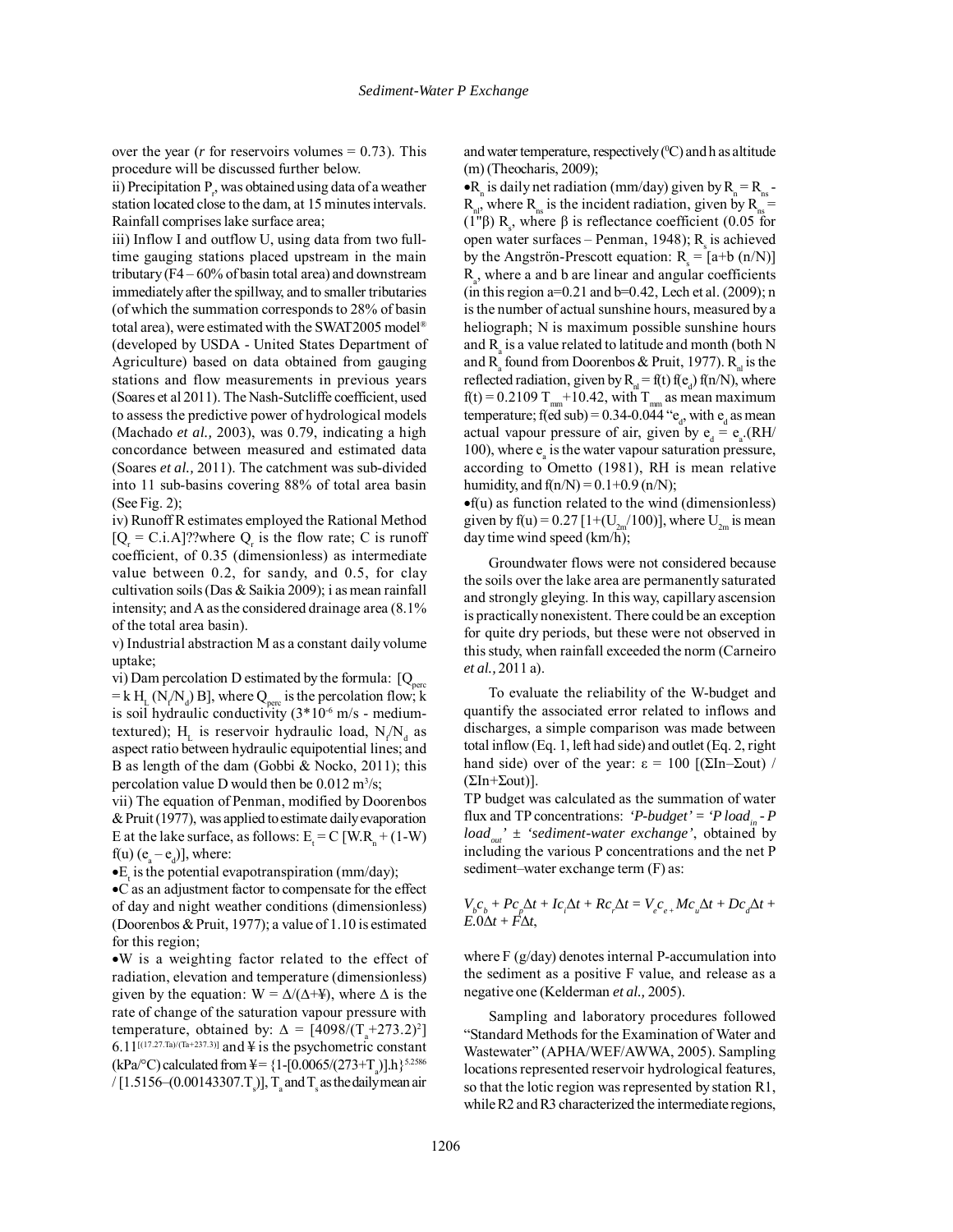over the year ($r$ for reservoirs volumes = 0.73). This procedure will be discussed further below.

ii) Precipitation $P_r$, was obtained using data of a weather station located close to the dam, at 15 minutes intervals. Rainfall comprises lake surface area;

iii) Inflow I and outflow U, using data from two full-time gauging stations placed upstream in the main tributary (F4 – 60% of basin total area) and downstream immediately after the spillway, and to smaller tributaries (of which the summation corresponds to 28% of basin total area), were estimated with the SWAT2005 model® (developed by USDA - United States Department of Agriculture) based on data obtained from gauging stations and flow measurements in previous years (Soares et al 2011). The Nash-Sutcliffe coefficient, used to assess the predictive power of hydrological models (Machado *et al.,* 2003), was 0.79, indicating a high concordance between measured and estimated data (Soares *et al.,* 2011). The catchment was sub-divided into 11 sub-basins covering 88% of total area basin (See Fig. 2);

iv) Runoff R estimates employed the Rational Method [$Q_r$ = C.i.A]??where $Q_r$ is the flow rate; C is runoff coefficient, of 0.35 (dimensionless) as intermediate value between 0.2, for sandy, and 0.5, for clay cultivation soils (Das & Saikia 2009); i as mean rainfall intensity; and A as the considered drainage area (8.1% of the total area basin).

v) Industrial abstraction M as a constant daily volume uptake;

vi) Dam percolation D estimated by the formula: [$Q_{perc} = k\ H_L\ (N_f/N_d)\ B$], where $Q_{perc}$ is the percolation flow; k is soil hydraulic conductivity ($3*10^{-6}$ m/s - medium-textured); $H_L$ is reservoir hydraulic load, $N_f/N_d$ as aspect ratio between hydraulic equipotential lines; and B as length of the dam (Gobbi & Nocko, 2011); this percolation value D would then be 0.012 $m^3$/s;

vii) The equation of Penman, modified by Doorenbos & Pruit (1977), was applied to estimate daily evaporation E at the lake surface, as follows: $E_t = C\ [W.R_n + (1-W)\ f(u)\ (e_a - e_d)]$, where:

- $E_t$ is the potential evapotranspiration (mm/day);
- C as an adjustment factor to compensate for the effect of day and night weather conditions (dimensionless) (Doorenbos & Pruit, 1977); a value of 1.10 is estimated for this region;
- W is a weighting factor related to the effect of radiation, elevation and temperature (dimensionless) given by the equation: $W = \Delta/(\Delta+¥)$, where $\Delta$ is the rate of change of the saturation vapour pressure with temperature, obtained by: $\Delta = [4098/(T_a+273.2)^2]\ 6.11^{[(17.27.Ta)/(Ta+237.3)]}$ and ¥ is the psychometric constant (kPa/°C) calculated from $¥ = \{1-[0.0065/(273+T_a)].h\}^{5.2586} / [1.5156-(0.00143307.T_s)]$, $T_a$ and $T_s$ as the daily mean air and water temperature, respectively ($^0$C) and h as altitude (m) (Theocharis, 2009);
- $R_n$ is daily net radiation (mm/day) given by $R_n = R_{ns} - R_{nl}$, where $R_{ns}$ is the incident radiation, given by $R_{ns}$ = (1"β) $R_s$, where β is reflectance coefficient (0.05 for open water surfaces – Penman, 1948); $R_s$ is achieved by the Angströn-Prescott equation: $R_s = [a+b\ (n/N)]\ R_a$, where a and b are linear and angular coefficients (in this region a=0.21 and b=0.42, Lech et al. (2009); n is the number of actual sunshine hours, measured by a heliograph; N is maximum possible sunshine hours and $R_a$ is a value related to latitude and month (both N and $R_a$ found from Doorenbos & Pruit, 1977). $R_{nl}$ is the reflected radiation, given by $R_{nl} = f(t)\ f(e_d)\ f(n/N)$, where $f(t) = 0.2109\ T_{mm}+10.42$, with $T_{mm}$ as mean maximum temperature; f(ed sub) = 0.34-0.044 "$e_d$, with $e_d$ as mean actual vapour pressure of air, given by $e_d = e_a.(RH/100)$, where $e_a$ is the water vapour saturation pressure, according to Ometto (1981), RH is mean relative humidity, and $f(n/N) = 0.1+0.9\ (n/N)$;
- f(u) as function related to the wind (dimensionless) given by $f(u) = 0.27\ [1+(U_{2m}/100)]$, where $U_{2m}$ is mean day time wind speed (km/h);

Groundwater flows were not considered because the soils over the lake area are permanently saturated and strongly gleying. In this way, capillary ascension is practically nonexistent. There could be an exception for quite dry periods, but these were not observed in this study, when rainfall exceeded the norm (Carneiro *et al.,* 2011 a).

To evaluate the reliability of the W-budget and quantify the associated error related to inflows and discharges, a simple comparison was made between total inflow (Eq. 1, left had side) and outlet (Eq. 2, right hand side) over of the year: $\varepsilon = 100\ [(\Sigma In-\Sigma out) / (\Sigma In+\Sigma out)]$.

TP budget was calculated as the summation of water flux and TP concentrations: *'P-budget' = 'P load$_{in}$ - P load$_{out}$' ± 'sediment-water exchange'*, obtained by including the various P concentrations and the net P sediment–water exchange term (F) as:

$$V_b c_b + Pc_p \Delta t + Ic_i \Delta t + Rc_r \Delta t = V_e c_{e} + Mc_u \Delta t + Dc_d \Delta t + E.0\Delta t + F\Delta t,$$

where F (g/day) denotes internal P-accumulation into the sediment as a positive F value, and release as a negative one (Kelderman *et al.,* 2005).

Sampling and laboratory procedures followed "Standard Methods for the Examination of Water and Wastewater" (APHA/WEF/AWWA, 2005). Sampling locations represented reservoir hydrological features, so that the lotic region was represented by station R1, while R2 and R3 characterized the intermediate regions,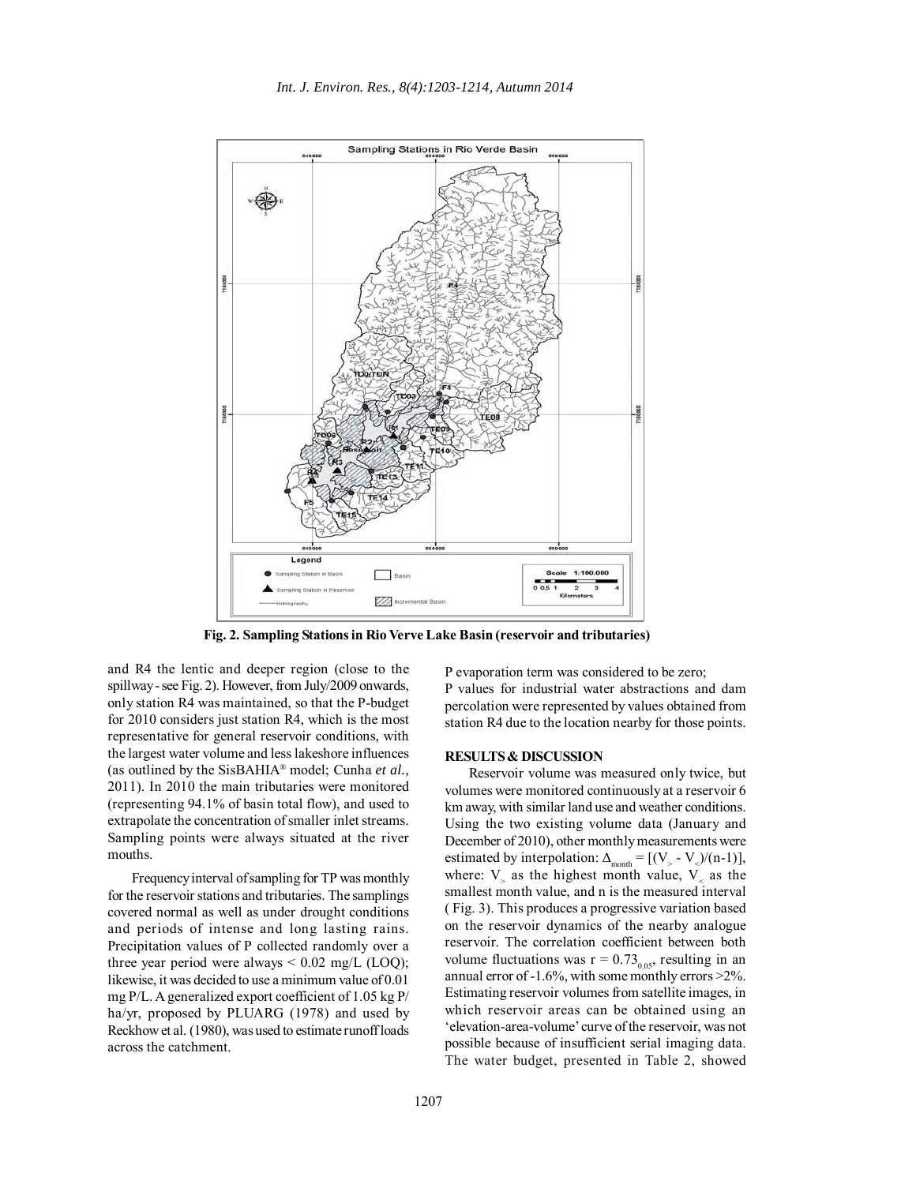**Fig. 2. Sampling Stations in Rio Verve Lake Basin (reservoir and tributaries)**

and R4 the lentic and deeper region (close to the spillway - see Fig. 2). However, from July/2009 onwards, only station R4 was maintained, so that the P-budget for 2010 considers just station R4, which is the most representative for general reservoir conditions, with the largest water volume and less lakeshore influences (as outlined by the SisBAHIA® model; Cunha *et al.*, 2011). In 2010 the main tributaries were monitored (representing 94.1% of basin total flow), and used to extrapolate the concentration of smaller inlet streams. Sampling points were always situated at the river mouths.

Frequency interval of sampling for TP was monthly for the reservoir stations and tributaries. The samplings covered normal as well as under drought conditions and periods of intense and long lasting rains. Precipitation values of P collected randomly over a three year period were always < 0.02 mg/L (LOQ); likewise, it was decided to use a minimum value of 0.01 mg P/L. A generalized export coefficient of 1.05 kg P/ha/yr, proposed by PLUARG (1978) and used by Reckhow et al. (1980), was used to estimate runoff loads across the catchment.

P evaporation term was considered to be zero;

P values for industrial water abstractions and dam percolation were represented by values obtained from station R4 due to the location nearby for those points.

## RESULTS & DISCUSSION

Reservoir volume was measured only twice, but volumes were monitored continuously at a reservoir 6 km away, with similar land use and weather conditions. Using the two existing volume data (January and December of 2010), other monthly measurements were estimated by interpolation: $\Delta_{month} = [(V_{>} - V_{<})/(n-1)]$, where: $V_{>}$ as the highest month value, $V_{<}$ as the smallest month value, and n is the measured interval ( Fig. 3). This produces a progressive variation based on the reservoir dynamics of the nearby analogue reservoir. The correlation coefficient between both volume fluctuations was $r = 0.73_{0.05}$, resulting in an annual error of -1.6%, with some monthly errors >2%. Estimating reservoir volumes from satellite images, in which reservoir areas can be obtained using an 'elevation-area-volume' curve of the reservoir, was not possible because of insufficient serial imaging data. The water budget, presented in Table 2, showed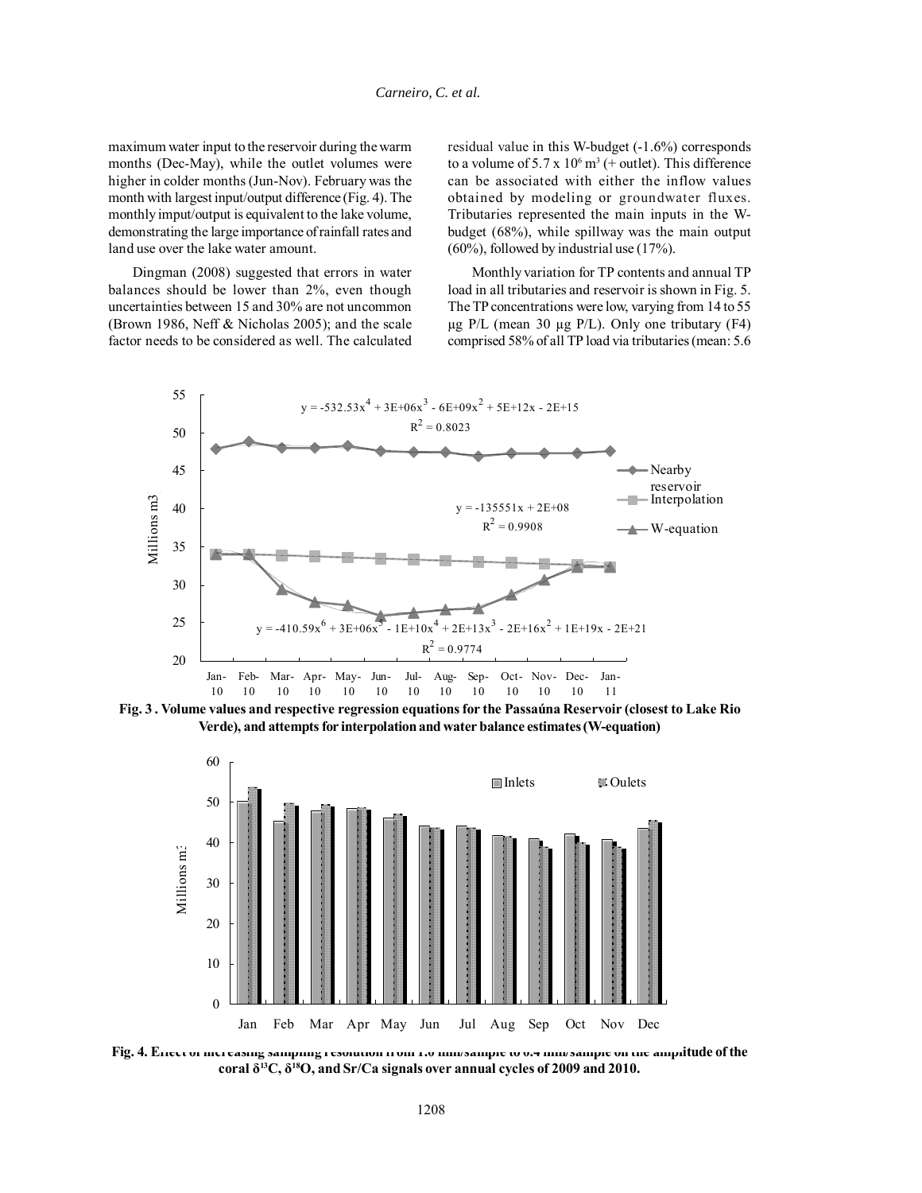maximum water input to the reservoir during the warm months (Dec-May), while the outlet volumes were higher in colder months (Jun-Nov). February was the month with largest input/output difference (Fig. 4). The monthly imput/output is equivalent to the lake volume, demonstrating the large importance of rainfall rates and land use over the lake water amount.

Dingman (2008) suggested that errors in water balances should be lower than 2%, even though uncertainties between 15 and 30% are not uncommon (Brown 1986, Neff & Nicholas 2005); and the scale factor needs to be considered as well. The calculated residual value in this W-budget (-1.6%) corresponds to a volume of $5.7 \times 10^6$ m$^3$ (+ outlet). This difference can be associated with either the inflow values obtained by modeling or groundwater fluxes. Tributaries represented the main inputs in the W-budget (68%), while spillway was the main output (60%), followed by industrial use (17%).

Monthly variation for TP contents and annual TP load in all tributaries and reservoir is shown in Fig. 5. The TP concentrations were low, varying from 14 to 55 µg P/L (mean 30 µg P/L). Only one tributary (F4) comprised 58% of all TP load via tributaries (mean: 5.6

**Fig. 3 . Volume values and respective regression equations for the Passaúna Reservoir (closest to Lake Rio Verde), and attempts for interpolation and water balance estimates (W-equation)**

**Fig. 4. Effect of increasing sampling resolution from 1.0 mm/sample to 0.4 mm/sample on the amplitude of the coral δ$^{13}$C, δ$^{18}$O, and Sr/Ca signals over annual cycles of 2009 and 2010.**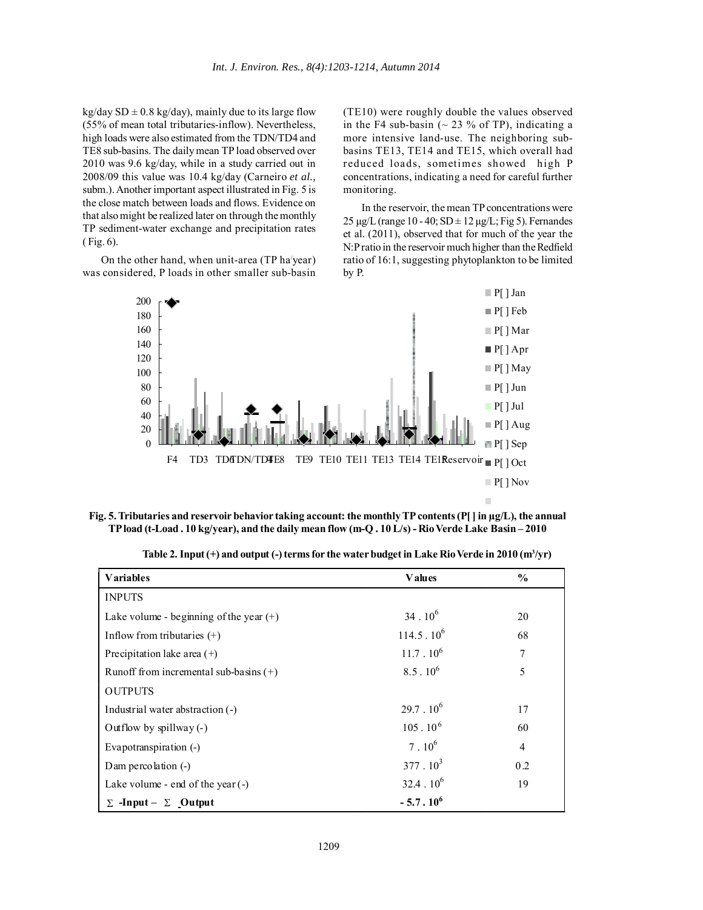kg/day SD ± 0.8 kg/day), mainly due to its large flow (55% of mean total tributaries-inflow). Nevertheless, high loads were also estimated from the TDN/TD4 and TE8 sub-basins. The daily mean TP load observed over 2010 was 9.6 kg/day, while in a study carried out in 2008/09 this value was 10.4 kg/day (Carneiro *et al.,* subm.). Another important aspect illustrated in Fig. 5 is the close match between loads and flows. Evidence on that also might be realized later on through the monthly TP sediment-water exchange and precipitation rates ( Fig. 6).

On the other hand, when unit-area (TP ha/year) was considered, P loads in other smaller sub-basin (TE10) were roughly double the values observed in the F4 sub-basin (~ 23 % of TP), indicating a more intensive land-use. The neighboring sub-basins TE13, TE14 and TE15, which overall had reduced loads, sometimes showed high P concentrations, indicating a need for careful further monitoring.

In the reservoir, the mean TP concentrations were 25 µg/L (range 10 - 40; SD ± 12 µg/L; Fig 5). Fernandes et al. (2011), observed that for much of the year the N:P ratio in the reservoir much higher than the Redfield ratio of 16:1, suggesting phytoplankton to be limited by P.

**Fig. 5. Tributaries and reservoir behavior taking account: the monthly TP contents (P[ ] in µg/L), the annual TP load (t-Load . 10 kg/year), and the daily mean flow (m-Q . 10 L/s) - Rio Verde Lake Basin – 2010**

**Table 2. Input (+) and output (-) terms for the water budget in Lake Rio Verde in 2010 ($m^3$/yr)**

| Variables | Values | % |
|---|---|---|
| INPUTS | | |
| Lake volume - beginning of the year (+) | $34 . 10^6$ | 20 |
| Inflow from tributaries (+) | $114.5 . 10^6$ | 68 |
| Precipitation lake area (+) | $11.7 . 10^6$ | 7 |
| Runoff from incremental sub-basins (+) | $8.5 . 10^6$ | 5 |
| OUTPUTS | | |
| Industrial water abstraction (-) | $29.7 . 10^6$ | 17 |
| Outflow by spillway (-) | $105 . 10^6$ | 60 |
| Evapotranspiration (-) | $7 . 10^6$ | 4 |
| Dam percolation (-) | $377 . 10^3$ | 0.2 |
| Lake volume - end of the year (-) | $32.4 . 10^6$ | 19 |
| **Σ -Input – Σ Output** | **$- 5.7 . 10^6$** | |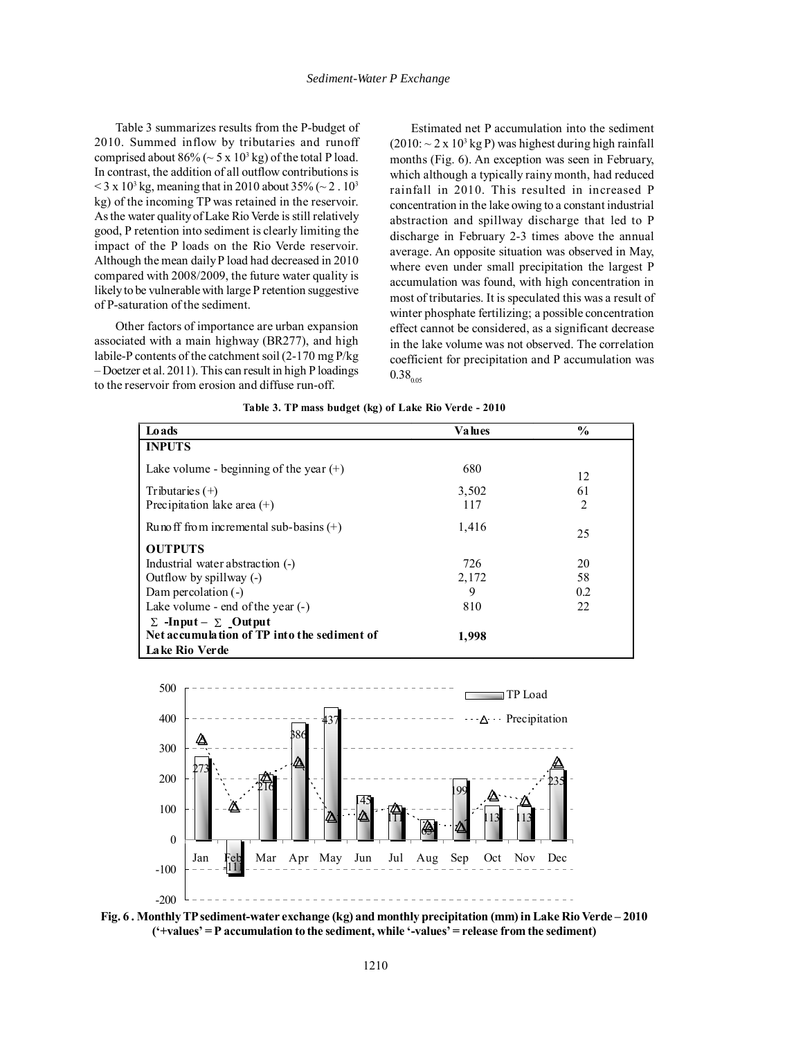Table 3 summarizes results from the P-budget of 2010. Summed inflow by tributaries and runoff comprised about 86% (~ 5 x $10^3$ kg) of the total P load. In contrast, the addition of all outflow contributions is < 3 x $10^3$ kg, meaning that in 2010 about 35% (~ 2 . $10^3$ kg) of the incoming TP was retained in the reservoir. As the water quality of Lake Rio Verde is still relatively good, P retention into sediment is clearly limiting the impact of the P loads on the Rio Verde reservoir. Although the mean daily P load had decreased in 2010 compared with 2008/2009, the future water quality is likely to be vulnerable with large P retention suggestive of P-saturation of the sediment.

Other factors of importance are urban expansion associated with a main highway (BR277), and high labile-P contents of the catchment soil (2-170 mg P/kg – Doetzer et al. 2011). This can result in high P loadings to the reservoir from erosion and diffuse run-off.

Estimated net P accumulation into the sediment (2010: ~ 2 x $10^3$ kg P) was highest during high rainfall months (Fig. 6). An exception was seen in February, which although a typically rainy month, had reduced rainfall in 2010. This resulted in increased P concentration in the lake owing to a constant industrial abstraction and spillway discharge that led to P discharge in February 2-3 times above the annual average. An opposite situation was observed in May, where even under small precipitation the largest P accumulation was found, with high concentration in most of tributaries. It is speculated this was a result of winter phosphate fertilizing; a possible concentration effect cannot be considered, as a significant decrease in the lake volume was not observed. The correlation coefficient for precipitation and P accumulation was $0.38_{0.05}$

**Table 3. TP mass budget (kg) of Lake Rio Verde - 2010**

| Loads | Values | % |
|---|---|---|
| **INPUTS** | | |
| Lake volume - beginning of the year (+) | 680 | 12 |
| Tributaries (+) | 3,502 | 61 |
| Precipitation lake area (+) | 117 | 2 |
| Runoff from incremental sub-basins (+) | 1,416 | 25 |
| **OUTPUTS** | | |
| Industrial water abstraction (-) | 726 | 20 |
| Outflow by spillway (-) | 2,172 | 58 |
| Dam percolation (-) | 9 | 0.2 |
| Lake volume - end of the year (-) | 810 | 22 |
| **Σ -Input – Σ Output** | | |
| **Net accumulation of TP into the sediment of Lake Rio Verde** | **1,998** | |

**Fig. 6 . Monthly TP sediment-water exchange (kg) and monthly precipitation (mm) in Lake Rio Verde – 2010 ('+values' = P accumulation to the sediment, while '-values' = release from the sediment)**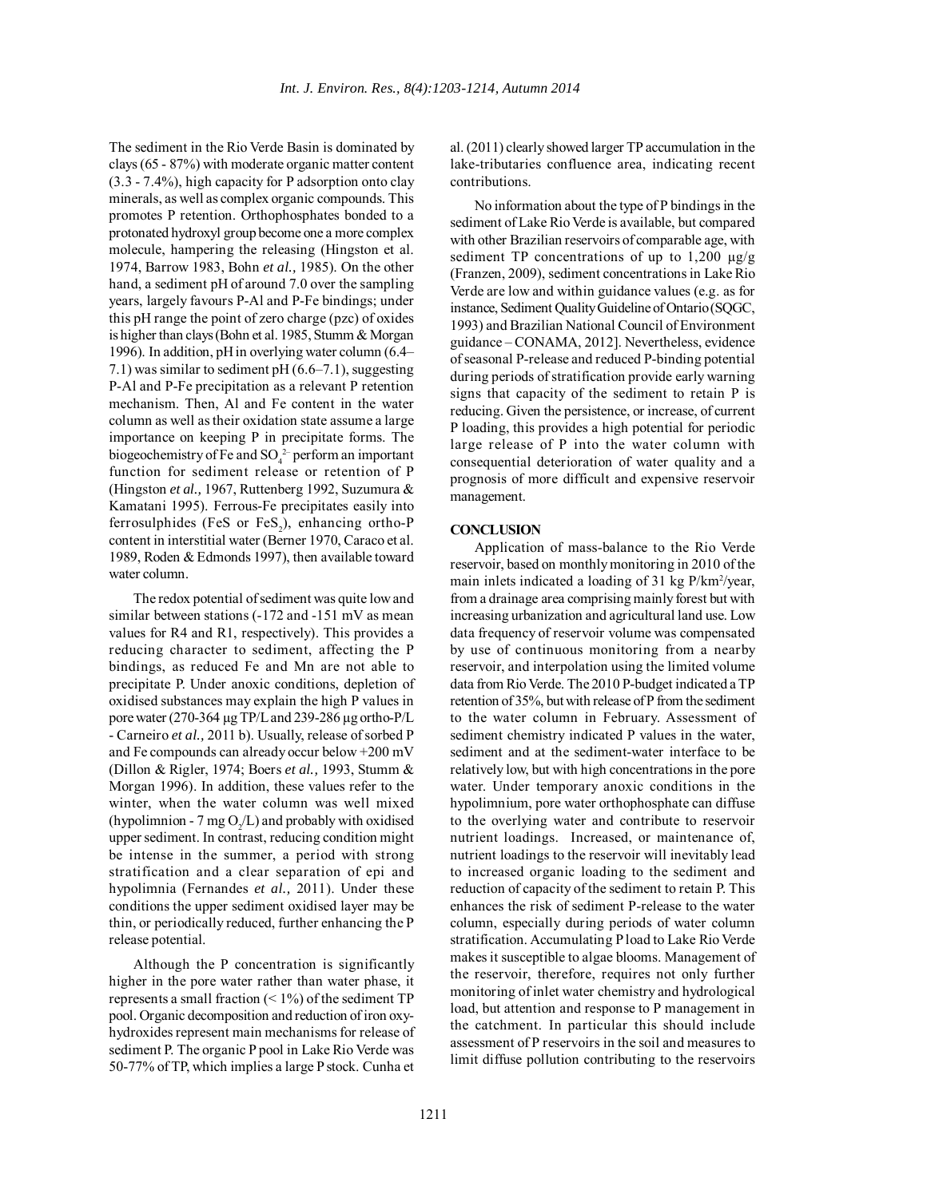The sediment in the Rio Verde Basin is dominated by clays (65 - 87%) with moderate organic matter content (3.3 - 7.4%), high capacity for P adsorption onto clay minerals, as well as complex organic compounds. This promotes P retention. Orthophosphates bonded to a protonated hydroxyl group become one a more complex molecule, hampering the releasing (Hingston et al. 1974, Barrow 1983, Bohn *et al.,* 1985). On the other hand, a sediment pH of around 7.0 over the sampling years, largely favours P-Al and P-Fe bindings; under this pH range the point of zero charge (pzc) of oxides is higher than clays (Bohn et al. 1985, Stumm & Morgan 1996). In addition, pH in overlying water column (6.4–7.1) was similar to sediment pH (6.6–7.1), suggesting P-Al and P-Fe precipitation as a relevant P retention mechanism. Then, Al and Fe content in the water column as well as their oxidation state assume a large importance on keeping P in precipitate forms. The biogeochemistry of Fe and $SO_4^{2-}$ perform an important function for sediment release or retention of P (Hingston *et al.,* 1967, Ruttenberg 1992, Suzumura & Kamatani 1995). Ferrous-Fe precipitates easily into ferrosulphides (FeS or $FeS_2$), enhancing ortho-P content in interstitial water (Berner 1970, Caraco et al. 1989, Roden & Edmonds 1997), then available toward water column.

The redox potential of sediment was quite low and similar between stations (-172 and -151 mV as mean values for R4 and R1, respectively). This provides a reducing character to sediment, affecting the P bindings, as reduced Fe and Mn are not able to precipitate P. Under anoxic conditions, depletion of oxidised substances may explain the high P values in pore water (270-364 µg TP/L and 239-286 µg ortho-P/L - Carneiro *et al.,* 2011 b). Usually, release of sorbed P and Fe compounds can already occur below +200 mV (Dillon & Rigler, 1974; Boers *et al.,* 1993, Stumm & Morgan 1996). In addition, these values refer to the winter, when the water column was well mixed (hypolimnion - 7 mg $O_2$/L) and probably with oxidised upper sediment. In contrast, reducing condition might be intense in the summer, a period with strong stratification and a clear separation of epi and hypolimnia (Fernandes *et al.,* 2011). Under these conditions the upper sediment oxidised layer may be thin, or periodically reduced, further enhancing the P release potential.

Although the P concentration is significantly higher in the pore water rather than water phase, it represents a small fraction (< 1%) of the sediment TP pool. Organic decomposition and reduction of iron oxy-hydroxides represent main mechanisms for release of sediment P. The organic P pool in Lake Rio Verde was 50-77% of TP, which implies a large P stock. Cunha et al. (2011) clearly showed larger TP accumulation in the lake-tributaries confluence area, indicating recent contributions.

No information about the type of P bindings in the sediment of Lake Rio Verde is available, but compared with other Brazilian reservoirs of comparable age, with sediment TP concentrations of up to 1,200 µg/g (Franzen, 2009), sediment concentrations in Lake Rio Verde are low and within guidance values (e.g. as for instance, Sediment Quality Guideline of Ontario (SQGC, 1993) and Brazilian National Council of Environment guidance – CONAMA, 2012]. Nevertheless, evidence of seasonal P-release and reduced P-binding potential during periods of stratification provide early warning signs that capacity of the sediment to retain P is reducing. Given the persistence, or increase, of current P loading, this provides a high potential for periodic large release of P into the water column with consequential deterioration of water quality and a prognosis of more difficult and expensive reservoir management.

## CONCLUSION

Application of mass-balance to the Rio Verde reservoir, based on monthly monitoring in 2010 of the main inlets indicated a loading of 31 kg P/km²/year, from a drainage area comprising mainly forest but with increasing urbanization and agricultural land use. Low data frequency of reservoir volume was compensated by use of continuous monitoring from a nearby reservoir, and interpolation using the limited volume data from Rio Verde. The 2010 P-budget indicated a TP retention of 35%, but with release of P from the sediment to the water column in February. Assessment of sediment chemistry indicated P values in the water, sediment and at the sediment-water interface to be relatively low, but with high concentrations in the pore water. Under temporary anoxic conditions in the hypolimnium, pore water orthophosphate can diffuse to the overlying water and contribute to reservoir nutrient loadings. Increased, or maintenance of, nutrient loadings to the reservoir will inevitably lead to increased organic loading to the sediment and reduction of capacity of the sediment to retain P. This enhances the risk of sediment P-release to the water column, especially during periods of water column stratification. Accumulating P load to Lake Rio Verde makes it susceptible to algae blooms. Management of the reservoir, therefore, requires not only further monitoring of inlet water chemistry and hydrological load, but attention and response to P management in the catchment. In particular this should include assessment of P reservoirs in the soil and measures to limit diffuse pollution contributing to the reservoirs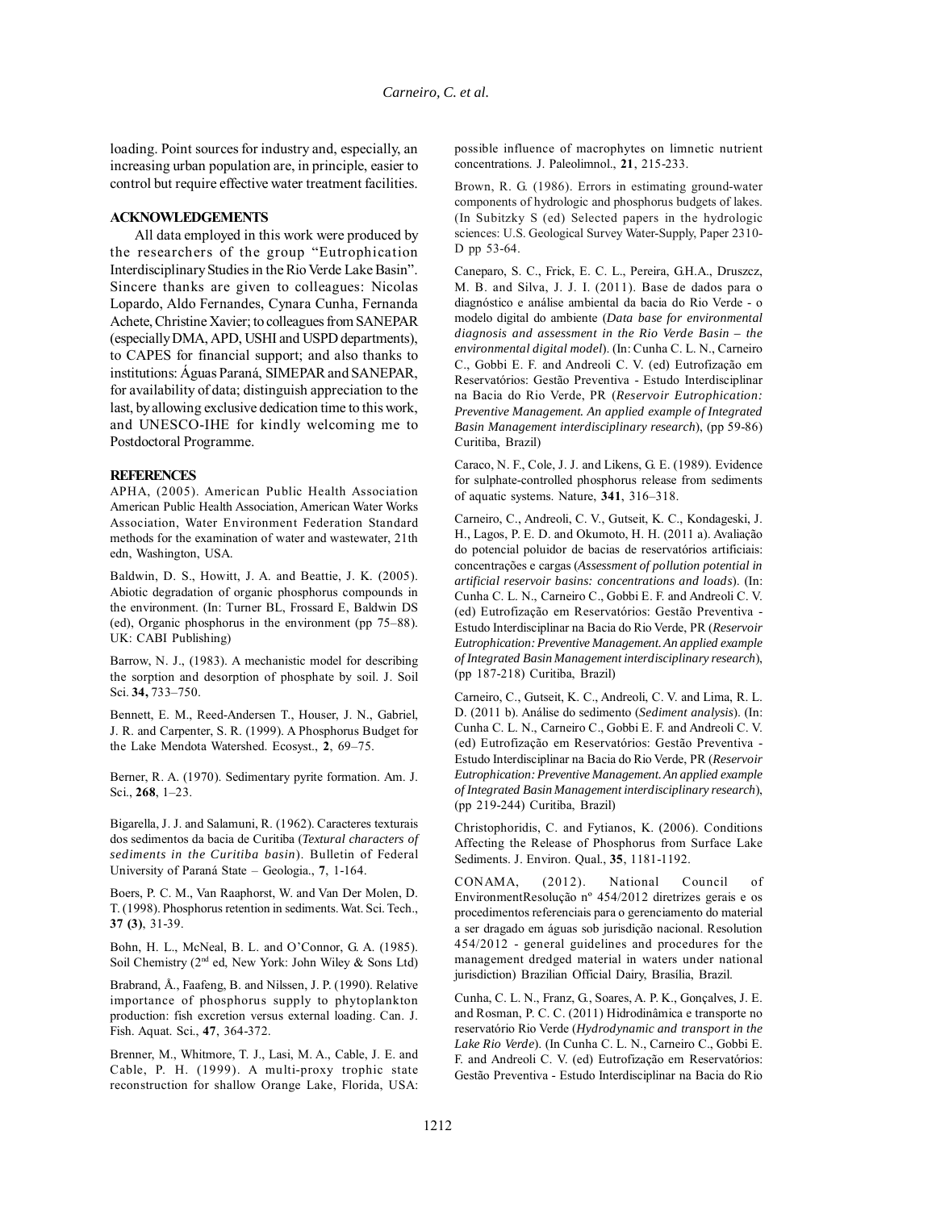loading. Point sources for industry and, especially, an increasing urban population are, in principle, easier to control but require effective water treatment facilities.

## ACKNOWLEDGEMENTS

All data employed in this work were produced by the researchers of the group "Eutrophication Interdisciplinary Studies in the Rio Verde Lake Basin". Sincere thanks are given to colleagues: Nicolas Lopardo, Aldo Fernandes, Cynara Cunha, Fernanda Achete, Christine Xavier; to colleagues from SANEPAR (especially DMA, APD, USHI and USPD departments), to CAPES for financial support; and also thanks to institutions: Águas Paraná, SIMEPAR and SANEPAR, for availability of data; distinguish appreciation to the last, by allowing exclusive dedication time to this work, and UNESCO-IHE for kindly welcoming me to Postdoctoral Programme.

## REFERENCES

APHA, (2005). American Public Health Association American Public Health Association, American Water Works Association, Water Environment Federation Standard methods for the examination of water and wastewater, 21th edn, Washington, USA.

Baldwin, D. S., Howitt, J. A. and Beattie, J. K. (2005). Abiotic degradation of organic phosphorus compounds in the environment. (In: Turner BL, Frossard E, Baldwin DS (ed), Organic phosphorus in the environment (pp 75–88). UK: CABI Publishing)

Barrow, N. J., (1983). A mechanistic model for describing the sorption and desorption of phosphate by soil. J. Soil Sci. **34,** 733–750.

Bennett, E. M., Reed-Andersen T., Houser, J. N., Gabriel, J. R. and Carpenter, S. R. (1999). A Phosphorus Budget for the Lake Mendota Watershed. Ecosyst., **2**, 69–75.

Berner, R. A. (1970). Sedimentary pyrite formation. Am. J. Sci., **268**, 1–23.

Bigarella, J. J. and Salamuni, R. (1962). Caracteres texturais dos sedimentos da bacia de Curitiba (*Textural characters of sediments in the Curitiba basin*). Bulletin of Federal University of Paraná State – Geologia., **7**, 1-164.

Boers, P. C. M., Van Raaphorst, W. and Van Der Molen, D. T. (1998). Phosphorus retention in sediments. Wat. Sci. Tech., **37 (3)**, 31-39.

Bohn, H. L., McNeal, B. L. and O'Connor, G. A. (1985). Soil Chemistry (2[nd] ed, New York: John Wiley & Sons Ltd)

Brabrand, Å., Faafeng, B. and Nilssen, J. P. (1990). Relative importance of phosphorus supply to phytoplankton production: fish excretion versus external loading. Can. J. Fish. Aquat. Sci., **47**, 364-372.

Brenner, M., Whitmore, T. J., Lasi, M. A., Cable, J. E. and Cable, P. H. (1999). A multi-proxy trophic state reconstruction for shallow Orange Lake, Florida, USA: possible influence of macrophytes on limnetic nutrient concentrations. J. Paleolimnol., **21**, 215-233.

Brown, R. G. (1986). Errors in estimating ground-water components of hydrologic and phosphorus budgets of lakes. (In Subitzky S (ed) Selected papers in the hydrologic sciences: U.S. Geological Survey Water-Supply, Paper 2310-D pp 53-64.

Caneparo, S. C., Frick, E. C. L., Pereira, G.H.A., Druszcz, M. B. and Silva, J. J. I. (2011). Base de dados para o diagnóstico e análise ambiental da bacia do Rio Verde - o modelo digital do ambiente (*Data base for environmental diagnosis and assessment in the Rio Verde Basin – the environmental digital model*). (In: Cunha C. L. N., Carneiro C., Gobbi E. F. and Andreoli C. V. (ed) Eutrofização em Reservatórios: Gestão Preventiva - Estudo Interdisciplinar na Bacia do Rio Verde, PR (*Reservoir Eutrophication: Preventive Management. An applied example of Integrated Basin Management interdisciplinary research*), (pp 59-86) Curitiba, Brazil)

Caraco, N. F., Cole, J. J. and Likens, G. E. (1989). Evidence for sulphate-controlled phosphorus release from sediments of aquatic systems. Nature, **341**, 316–318.

Carneiro, C., Andreoli, C. V., Gutseit, K. C., Kondageski, J. H., Lagos, P. E. D. and Okumoto, H. H. (2011 a). Avaliação do potencial poluidor de bacias de reservatórios artificiais: concentrações e cargas (*Assessment of pollution potential in artificial reservoir basins: concentrations and loads*). (In: Cunha C. L. N., Carneiro C., Gobbi E. F. and Andreoli C. V. (ed) Eutrofização em Reservatórios: Gestão Preventiva - Estudo Interdisciplinar na Bacia do Rio Verde, PR (*Reservoir Eutrophication: Preventive Management. An applied example of Integrated Basin Management interdisciplinary research*), (pp 187-218) Curitiba, Brazil)

Carneiro, C., Gutseit, K. C., Andreoli, C. V. and Lima, R. L. D. (2011 b). Análise do sedimento (*Sediment analysis*). (In: Cunha C. L. N., Carneiro C., Gobbi E. F. and Andreoli C. V. (ed) Eutrofização em Reservatórios: Gestão Preventiva - Estudo Interdisciplinar na Bacia do Rio Verde, PR (*Reservoir Eutrophication: Preventive Management. An applied example of Integrated Basin Management interdisciplinary research*), (pp 219-244) Curitiba, Brazil)

Christophoridis, C. and Fytianos, K. (2006). Conditions Affecting the Release of Phosphorus from Surface Lake Sediments. J. Environ. Qual., **35**, 1181-1192.

CONAMA, (2012). National Council of EnvironmentResolução nº 454/2012 diretrizes gerais e os procedimentos referenciais para o gerenciamento do material a ser dragado em águas sob jurisdição nacional. Resolution 454/2012 - general guidelines and procedures for the management dredged material in waters under national jurisdiction) Brazilian Official Dairy, Brasília, Brazil.

Cunha, C. L. N., Franz, G., Soares, A. P. K., Gonçalves, J. E. and Rosman, P. C. C. (2011) Hidrodinâmica e transporte no reservatório Rio Verde (*Hydrodynamic and transport in the Lake Rio Verde*). (In Cunha C. L. N., Carneiro C., Gobbi E. F. and Andreoli C. V. (ed) Eutrofização em Reservatórios: Gestão Preventiva - Estudo Interdisciplinar na Bacia do Rio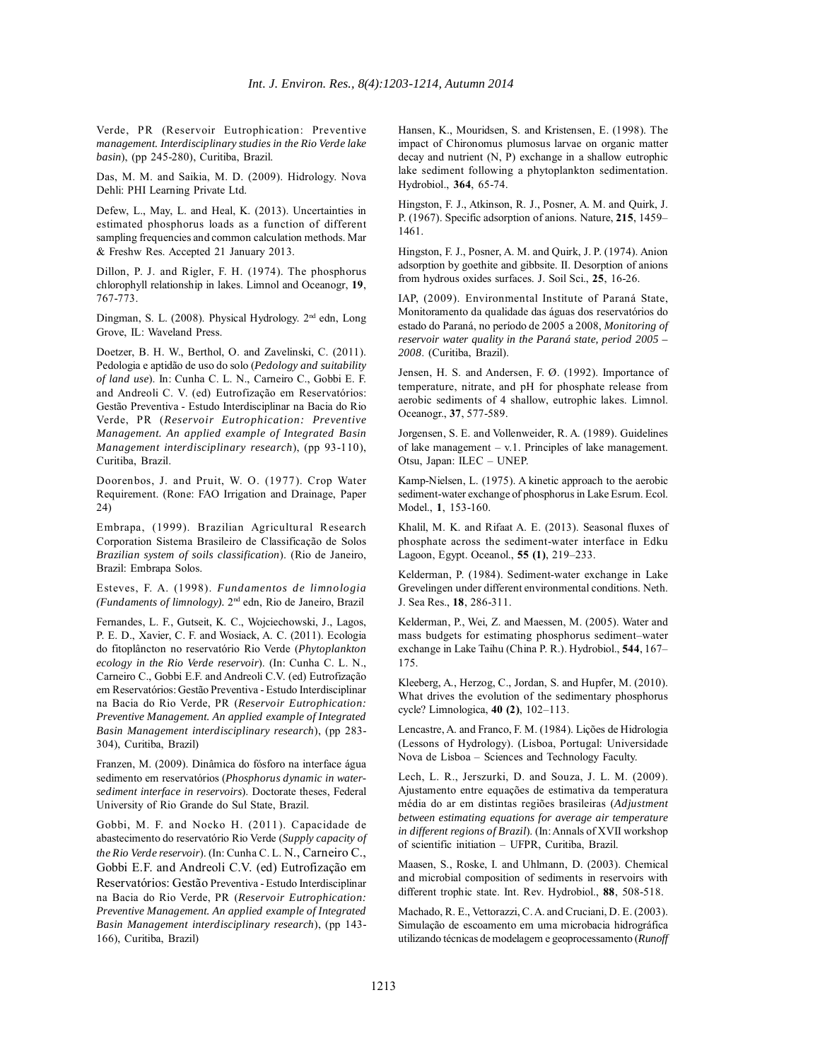Verde, PR (Reservoir Eutrophication: Preventive *management. Interdisciplinary studies in the Rio Verde lake basin*), (pp 245-280), Curitiba, Brazil.

Das, M. M. and Saikia, M. D. (2009). Hidrology. Nova Dehli: PHI Learning Private Ltd.

Defew, L., May, L. and Heal, K. (2013). Uncertainties in estimated phosphorus loads as a function of different sampling frequencies and common calculation methods. Mar & Freshw Res. Accepted 21 January 2013.

Dillon, P. J. and Rigler, F. H. (1974). The phosphorus chlorophyll relationship in lakes. Limnol and Oceanogr, **19**, 767-773.

Dingman, S. L. (2008). Physical Hydrology. 2nd edn, Long Grove, IL: Waveland Press.

Doetzer, B. H. W., Berthol, O. and Zavelinski, C. (2011). Pedologia e aptidão de uso do solo (*Pedology and suitability of land use*). In: Cunha C. L. N., Carneiro C., Gobbi E. F. and Andreoli C. V. (ed) Eutrofização em Reservatórios: Gestão Preventiva - Estudo Interdisciplinar na Bacia do Rio Verde, PR (*Reservoir Eutrophication: Preventive Management. An applied example of Integrated Basin Management interdisciplinary research*), (pp 93-110), Curitiba, Brazil.

Doorenbos, J. and Pruit, W. O. (1977). Crop Water Requirement. (Rone: FAO Irrigation and Drainage, Paper 24)

Embrapa, (1999). Brazilian Agricultural Research Corporation Sistema Brasileiro de Classificação de Solos *Brazilian system of soils classification*). (Rio de Janeiro, Brazil: Embrapa Solos.

Esteves, F. A. (1998). *Fundamentos de limnologia (Fundaments of limnology).* 2nd edn, Rio de Janeiro, Brazil

Fernandes, L. F., Gutseit, K. C., Wojciechowski, J., Lagos, P. E. D., Xavier, C. F. and Wosiack, A. C. (2011). Ecologia do fitoplâncton no reservatório Rio Verde (*Phytoplankton ecology in the Rio Verde reservoir*). (In: Cunha C. L. N., Carneiro C., Gobbi E.F. and Andreoli C.V. (ed) Eutrofização em Reservatórios: Gestão Preventiva - Estudo Interdisciplinar na Bacia do Rio Verde, PR (*Reservoir Eutrophication: Preventive Management. An applied example of Integrated Basin Management interdisciplinary research*), (pp 283-304), Curitiba, Brazil)

Franzen, M. (2009). Dinâmica do fósforo na interface água sedimento em reservatórios (*Phosphorus dynamic in water-sediment interface in reservoirs*). Doctorate theses, Federal University of Rio Grande do Sul State, Brazil.

Gobbi, M. F. and Nocko H. (2011). Capacidade de abastecimento do reservatório Rio Verde (*Supply capacity of the Rio Verde reservoir*). (In: Cunha C. L. N., Carneiro C., Gobbi E.F. and Andreoli C.V. (ed) Eutrofização em Reservatórios: Gestão Preventiva - Estudo Interdisciplinar na Bacia do Rio Verde, PR (*Reservoir Eutrophication: Preventive Management. An applied example of Integrated Basin Management interdisciplinary research*), (pp 143-166), Curitiba, Brazil)

Hansen, K., Mouridsen, S. and Kristensen, E. (1998). The impact of Chironomus plumosus larvae on organic matter decay and nutrient (N, P) exchange in a shallow eutrophic lake sediment following a phytoplankton sedimentation. Hydrobiol., **364**, 65-74.

Hingston, F. J., Atkinson, R. J., Posner, A. M. and Quirk, J. P. (1967). Specific adsorption of anions. Nature, **215**, 1459–1461.

Hingston, F. J., Posner, A. M. and Quirk, J. P. (1974). Anion adsorption by goethite and gibbsite. II. Desorption of anions from hydrous oxides surfaces. J. Soil Sci., **25**, 16-26.

IAP, (2009). Environmental Institute of Paraná State, Monitoramento da qualidade das águas dos reservatórios do estado do Paraná, no período de 2005 a 2008, *Monitoring of reservoir water quality in the Paraná state, period 2005 – 2008*. (Curitiba, Brazil).

Jensen, H. S. and Andersen, F. Ø. (1992). Importance of temperature, nitrate, and pH for phosphate release from aerobic sediments of 4 shallow, eutrophic lakes. Limnol. Oceanogr., **37**, 577-589.

Jorgensen, S. E. and Vollenweider, R. A. (1989). Guidelines of lake management – v.1. Principles of lake management. Otsu, Japan: ILEC – UNEP.

Kamp-Nielsen, L. (1975). A kinetic approach to the aerobic sediment-water exchange of phosphorus in Lake Esrum. Ecol. Model., **1**, 153-160.

Khalil, M. K. and Rifaat A. E. (2013). Seasonal fluxes of phosphate across the sediment-water interface in Edku Lagoon, Egypt. Oceanol., **55 (1)**, 219–233.

Kelderman, P. (1984). Sediment-water exchange in Lake Grevelingen under different environmental conditions. Neth. J. Sea Res., **18**, 286-311.

Kelderman, P., Wei, Z. and Maessen, M. (2005). Water and mass budgets for estimating phosphorus sediment–water exchange in Lake Taihu (China P. R.). Hydrobiol., **544**, 167–175.

Kleeberg, A., Herzog, C., Jordan, S. and Hupfer, M. (2010). What drives the evolution of the sedimentary phosphorus cycle? Limnologica, **40 (2)**, 102–113.

Lencastre, A. and Franco, F. M. (1984). Lições de Hidrologia (Lessons of Hydrology). (Lisboa, Portugal: Universidade Nova de Lisboa – Sciences and Technology Faculty.

Lech, L. R., Jerszurki, D. and Souza, J. L. M. (2009). Ajustamento entre equações de estimativa da temperatura média do ar em distintas regiões brasileiras (*Adjustment between estimating equations for average air temperature in different regions of Brazil*). (In: Annals of XVII workshop of scientific initiation – UFPR, Curitiba, Brazil.

Maasen, S., Roske, I. and Uhlmann, D. (2003). Chemical and microbial composition of sediments in reservoirs with different trophic state. Int. Rev. Hydrobiol., **88**, 508-518.

Machado, R. E., Vettorazzi, C. A. and Cruciani, D. E. (2003). Simulação de escoamento em uma microbacia hidrográfica utilizando técnicas de modelagem e geoprocessamento (*Runoff*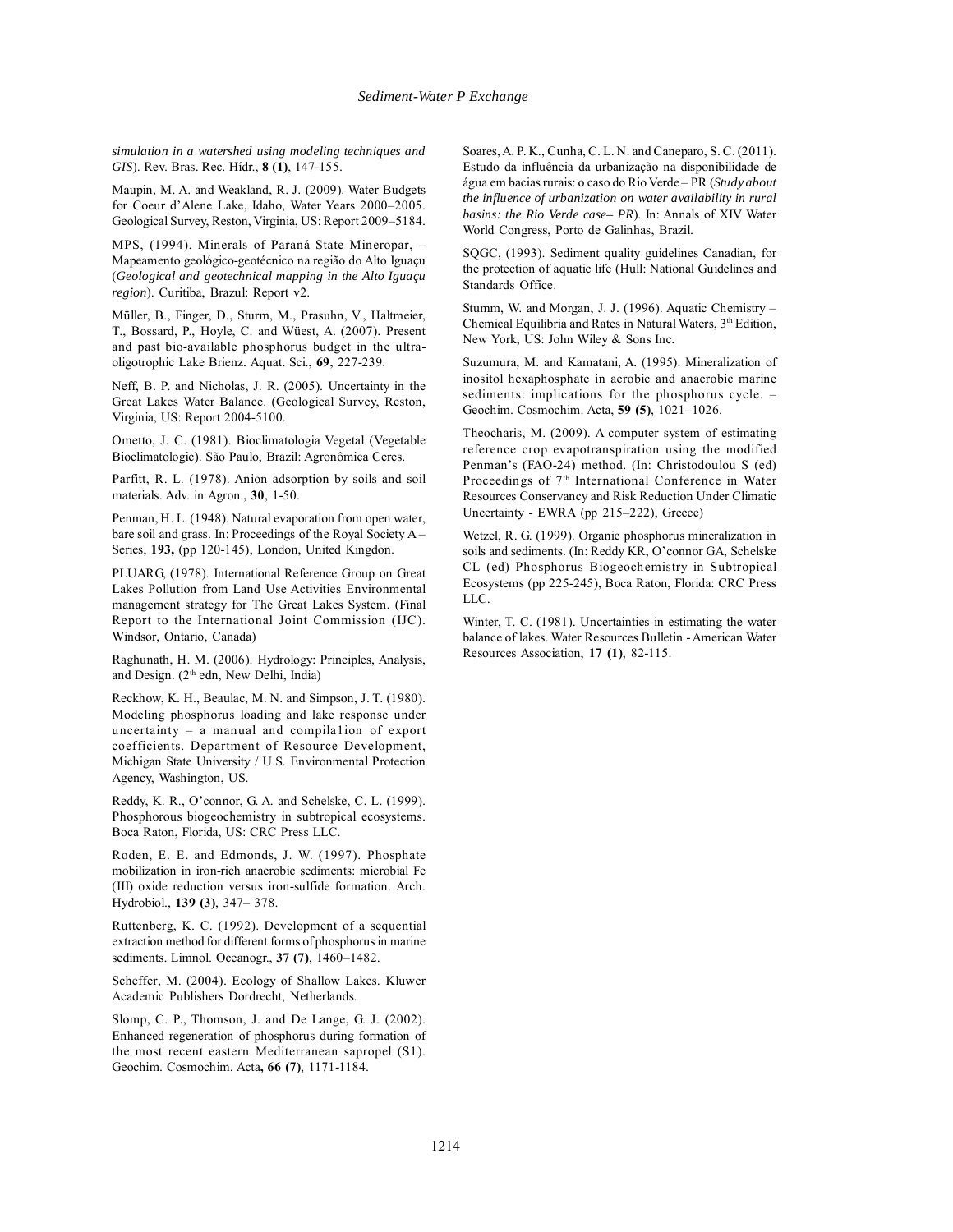*simulation in a watershed using modeling techniques and GIS*). Rev. Bras. Rec. Hídr., **8 (1)**, 147-155.

Maupin, M. A. and Weakland, R. J. (2009). Water Budgets for Coeur d'Alene Lake, Idaho, Water Years 2000–2005. Geological Survey, Reston, Virginia, US: Report 2009–5184.

MPS, (1994). Minerals of Paraná State Mineropar, – Mapeamento geológico-geotécnico na região do Alto Iguaçu (*Geological and geotechnical mapping in the Alto Iguaçu region*). Curitiba, Brazul: Report v2.

Müller, B., Finger, D., Sturm, M., Prasuhn, V., Haltmeier, T., Bossard, P., Hoyle, C. and Wüest, A. (2007). Present and past bio-available phosphorus budget in the ultra-oligotrophic Lake Brienz. Aquat. Sci., **69**, 227-239.

Neff, B. P. and Nicholas, J. R. (2005). Uncertainty in the Great Lakes Water Balance. (Geological Survey, Reston, Virginia, US: Report 2004-5100.

Ometto, J. C. (1981). Bioclimatologia Vegetal (Vegetable Bioclimatologic). São Paulo, Brazil: Agronômica Ceres.

Parfitt, R. L. (1978). Anion adsorption by soils and soil materials. Adv. in Agron., **30**, 1-50.

Penman, H. L. (1948). Natural evaporation from open water, bare soil and grass. In: Proceedings of the Royal Society A – Series, **193,** (pp 120-145), London, United Kingdon.

PLUARG, (1978). International Reference Group on Great Lakes Pollution from Land Use Activities Environmental management strategy for The Great Lakes System. (Final Report to the International Joint Commission (IJC). Windsor, Ontario, Canada)

Raghunath, H. M. (2006). Hydrology: Principles, Analysis, and Design. (2th edn, New Delhi, India)

Reckhow, K. H., Beaulac, M. N. and Simpson, J. T. (1980). Modeling phosphorus loading and lake response under uncertainty – a manual and compila1ion of export coefficients. Department of Resource Development, Michigan State University / U.S. Environmental Protection Agency, Washington, US.

Reddy, K. R., O'connor, G. A. and Schelske, C. L. (1999). Phosphorous biogeochemistry in subtropical ecosystems. Boca Raton, Florida, US: CRC Press LLC.

Roden, E. E. and Edmonds, J. W. (1997). Phosphate mobilization in iron-rich anaerobic sediments: microbial Fe (III) oxide reduction versus iron-sulfide formation. Arch. Hydrobiol., **139 (3)**, 347– 378.

Ruttenberg, K. C. (1992). Development of a sequential extraction method for different forms of phosphorus in marine sediments. Limnol. Oceanogr., **37 (7)**, 1460–1482.

Scheffer, M. (2004). Ecology of Shallow Lakes. Kluwer Academic Publishers Dordrecht, Netherlands.

Slomp, C. P., Thomson, J. and De Lange, G. J. (2002). Enhanced regeneration of phosphorus during formation of the most recent eastern Mediterranean sapropel (S1). Geochim. Cosmochim. Acta**, 66 (7)**, 1171-1184.

Soares, A. P. K., Cunha, C. L. N. and Caneparo, S. C. (2011). Estudo da influência da urbanização na disponibilidade de água em bacias rurais: o caso do Rio Verde – PR (*Study about the influence of urbanization on water availability in rural basins: the Rio Verde case– PR*). In: Annals of XIV Water World Congress, Porto de Galinhas, Brazil.

SQGC, (1993). Sediment quality guidelines Canadian, for the protection of aquatic life (Hull: National Guidelines and Standards Office.

Stumm, W. and Morgan, J. J. (1996). Aquatic Chemistry – Chemical Equilibria and Rates in Natural Waters, 3th Edition, New York, US: John Wiley & Sons Inc.

Suzumura, M. and Kamatani, A. (1995). Mineralization of inositol hexaphosphate in aerobic and anaerobic marine sediments: implications for the phosphorus cycle. – Geochim. Cosmochim. Acta, **59 (5)**, 1021–1026.

Theocharis, M. (2009). A computer system of estimating reference crop evapotranspiration using the modified Penman's (FAO-24) method. (In: Christodoulou S (ed) Proceedings of 7th International Conference in Water Resources Conservancy and Risk Reduction Under Climatic Uncertainty - EWRA (pp 215–222), Greece)

Wetzel, R. G. (1999). Organic phosphorus mineralization in soils and sediments. (In: Reddy KR, O'connor GA, Schelske CL (ed) Phosphorus Biogeochemistry in Subtropical Ecosystems (pp 225-245), Boca Raton, Florida: CRC Press LLC.

Winter, T. C. (1981). Uncertainties in estimating the water balance of lakes. Water Resources Bulletin - American Water Resources Association, **17 (1)**, 82-115.